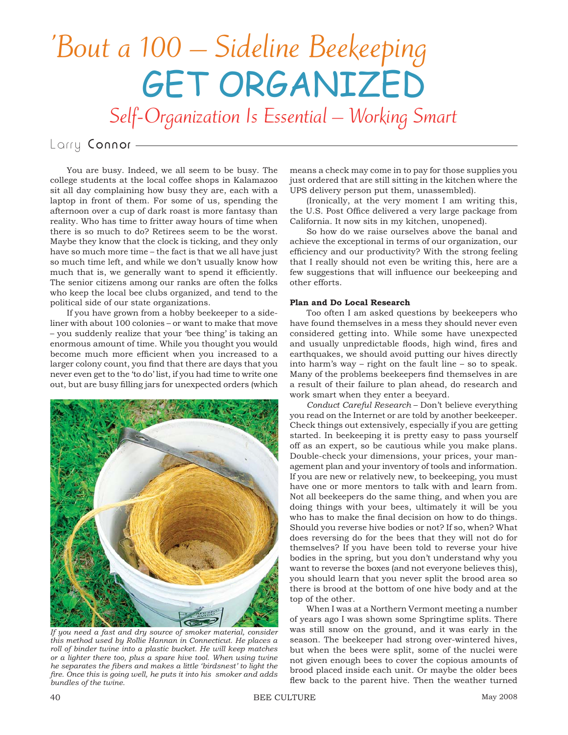# 'Bout a 100 – Sideline Beekeeping

# GET ORGANIZED

## Self-Organization Is Essential – Working Smart

Larry Connor

You are busy. Indeed, we all seem to be busy. The college students at the local coffee shops in Kalamazoo sit all day complaining how busy they are, each with a laptop in front of them. For some of us, spending the afternoon over a cup of dark roast is more fantasy than reality. Who has time to fritter away hours of time when there is so much to do? Retirees seem to be the worst. Maybe they know that the clock is ticking, and they only have so much more time – the fact is that we all have just so much time left, and while we don't usually know how much that is, we generally want to spend it efficiently. The senior citizens among our ranks are often the folks who keep the local bee clubs organized, and tend to the political side of our state organizations.

If you have grown from a hobby beekeeper to a sideliner with about 100 colonies – or want to make that move – you suddenly realize that your 'bee thing' is taking an enormous amount of time. While you thought you would become much more efficient when you increased to a larger colony count, you find that there are days that you never even get to the 'to do' list, if you had time to write one out, but are busy filling jars for unexpected orders (which means a check may come in to pay for those supplies you just ordered that are still sitting in the kitchen where the UPS delivery person put them, unassembled).

*If you need a fast and dry source of smoker material, consider this method used by Rollie Hannan in Connecticut. He places a roll of binder twine into a plastic bucket. He will keep matches or a lighter there too, plus a spare hive tool. When using twine he separates the fibers and makes a little 'birdsnest' to light the fire. Once this is going well, he puts it into his smoker and adds bundles of the twine.*

(Ironically, at the very moment I am writing this, the U.S. Post Office delivered a very large package from California. It now sits in my kitchen, unopened).

So how do we raise ourselves above the banal and achieve the exceptional in terms of our organization, our efficiency and our productivity? With the strong feeling that I really should not even be writing this, here are a few suggestions that will influence our beekeeping and other efforts.

**Plan and Do Local Research**

Too often I am asked questions by beekeepers who have found themselves in a mess they should never even considered getting into. While some have unexpected and usually unpredictable floods, high wind, fires and earthquakes, we should avoid putting our hives directly into harm's way – right on the fault line – so to speak. Many of the problems beekeepers find themselves in are a result of their failure to plan ahead, do research and work smart when they enter a beeyard.

*Conduct Careful Research* – Don't believe everything you read on the Internet or are told by another beekeeper. Check things out extensively, especially if you are getting started. In beekeeping it is pretty easy to pass yourself off as an expert, so be cautious while you make plans. Double-check your dimensions, your prices, your management plan and your inventory of tools and information. If you are new or relatively new, to beekeeping, you must have one or more mentors to talk with and learn from. Not all beekeepers do the same thing, and when you are doing things with your bees, ultimately it will be you who has to make the final decision on how to do things. Should you reverse hive bodies or not? If so, when? What does reversing do for the bees that they will not do for themselves? If you have been told to reverse your hive bodies in the spring, but you don't understand why you want to reverse the boxes (and not everyone believes this), you should learn that you never split the brood area so there is brood at the bottom of one hive body and at the top of the other.

When I was at a Northern Vermont meeting a number of years ago I was shown some Springtime splits. There was still snow on the ground, and it was early in the season. The beekeeper had strong over-wintered hives, but when the bees were split, some of the nuclei were not given enough bees to cover the copious amounts of brood placed inside each unit. Or maybe the older bees flew back to the parent hive. Then the weather turned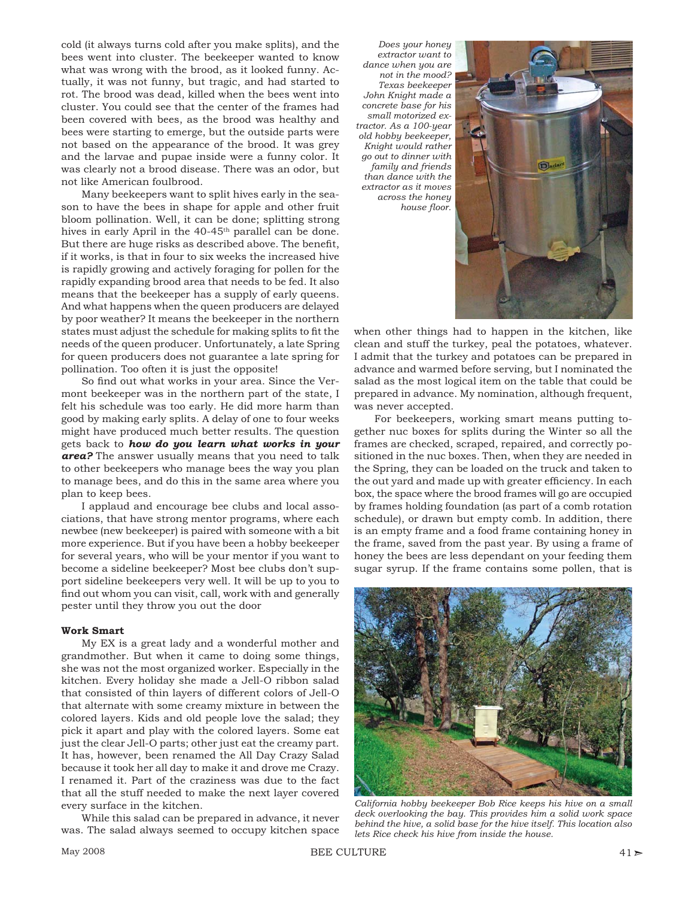cold (it always turns cold after you make splits), and the bees went into cluster. The beekeeper wanted to know what was wrong with the brood, as it looked funny. Actually, it was not funny, but tragic, and had started to rot. The brood was dead, killed when the bees went into cluster. You could see that the center of the frames had been covered with bees, as the brood was healthy and bees were starting to emerge, but the outside parts were not based on the appearance of the brood. It was grey and the larvae and pupae inside were a funny color. It was clearly not a brood disease. There was an odor, but not like American foulbrood.

Many beekeepers want to split hives early in the season to have the bees in shape for apple and other fruit bloom pollination. Well, it can be done; splitting strong hives in early April in the 40-45th parallel can be done. But there are huge risks as described above. The benefit, if it works, is that in four to six weeks the increased hive is rapidly growing and actively foraging for pollen for the rapidly expanding brood area that needs to be fed. It also means that the beekeeper has a supply of early queens. And what happens when the queen producers are delayed by poor weather? It means the beekeeper in the northern states must adjust the schedule for making splits to fit the needs of the queen producer. Unfortunately, a late Spring for queen producers does not guarantee a late spring for pollination. Too often it is just the opposite!

So find out what works in your area. Since the Vermont beekeeper was in the northern part of the state, I felt his schedule was too early. He did more harm than good by making early splits. A delay of one to four weeks might have produced much better results. The question gets back to ***how do you learn what works in your area?*** The answer usually means that you need to talk to other beekeepers who manage bees the way you plan to manage bees, and do this in the same area where you plan to keep bees.

I applaud and encourage bee clubs and local associations, that have strong mentor programs, where each newbee (new beekeeper) is paired with someone with a bit more experience. But if you have been a hobby beekeeper for several years, who will be your mentor if you want to become a sideline beekeeper? Most bee clubs don't support sideline beekeepers very well. It will be up to you to find out whom you can visit, call, work with and generally pester until they throw you out the door

*Does your honey extractor want to dance when you are not in the mood? Texas beekeeper John Knight made a concrete base for his small motorized extractor. As a 100-year old hobby beekeeper, Knight would rather go out to dinner with family and friends than dance with the extractor as it moves across the honey house floor.*

**Work Smart**

My EX is a great lady and a wonderful mother and grandmother. But when it came to doing some things, she was not the most organized worker. Especially in the kitchen. Every holiday she made a Jell-O ribbon salad that consisted of thin layers of different colors of Jell-O that alternate with some creamy mixture in between the colored layers. Kids and old people love the salad; they pick it apart and play with the colored layers. Some eat just the clear Jell-O parts; other just eat the creamy part. It has, however, been renamed the All Day Crazy Salad because it took her all day to make it and drove me Crazy. I renamed it. Part of the craziness was due to the fact that all the stuff needed to make the next layer covered every surface in the kitchen.

While this salad can be prepared in advance, it never was. The salad always seemed to occupy kitchen space when other things had to happen in the kitchen, like clean and stuff the turkey, peal the potatoes, whatever. I admit that the turkey and potatoes can be prepared in advance and warmed before serving, but I nominated the salad as the most logical item on the table that could be prepared in advance. My nomination, although frequent, was never accepted.

For beekeepers, working smart means putting together nuc boxes for splits during the Winter so all the frames are checked, scraped, repaired, and correctly positioned in the nuc boxes. Then, when they are needed in the Spring, they can be loaded on the truck and taken to the out yard and made up with greater efficiency. In each box, the space where the brood frames will go are occupied by frames holding foundation (as part of a comb rotation schedule), or drawn but empty comb. In addition, there is an empty frame and a food frame containing honey in the frame, saved from the past year. By using a frame of honey the bees are less dependant on your feeding them sugar syrup. If the frame contains some pollen, that is

*California hobby beekeeper Bob Rice keeps his hive on a small deck overlooking the bay. This provides him a solid work space behind the hive, a solid base for the hive itself. This location also lets Rice check his hive from inside the house.*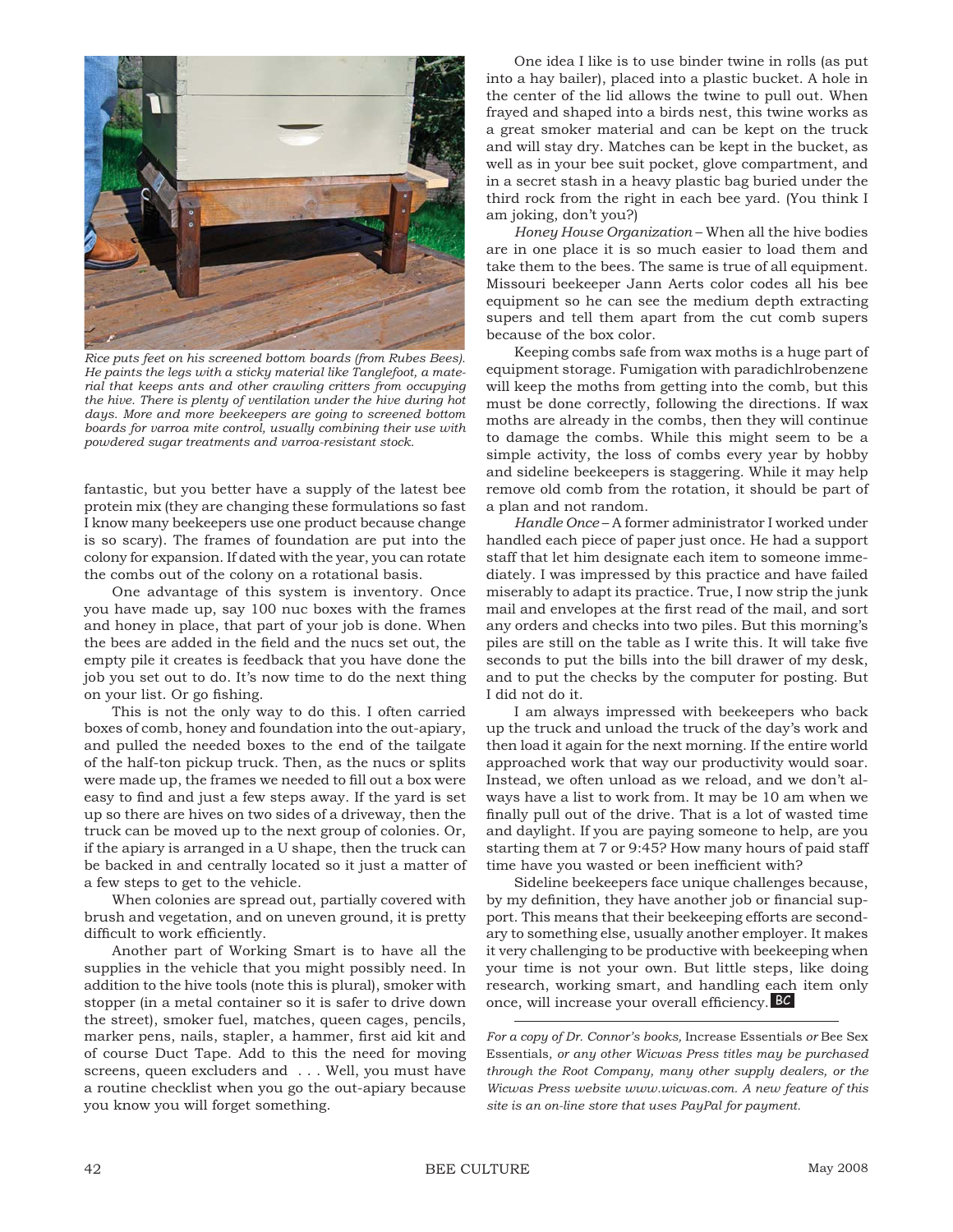*Rice puts feet on his screened bottom boards (from Rubes Bees). He paints the legs with a sticky material like Tanglefoot, a material that keeps ants and other crawling critters from occupying the hive. There is plenty of ventilation under the hive during hot days. More and more beekeepers are going to screened bottom boards for varroa mite control, usually combining their use with powdered sugar treatments and varroa-resistant stock.*

fantastic, but you better have a supply of the latest bee protein mix (they are changing these formulations so fast I know many beekeepers use one product because change is so scary). The frames of foundation are put into the colony for expansion. If dated with the year, you can rotate the combs out of the colony on a rotational basis.

One advantage of this system is inventory. Once you have made up, say 100 nuc boxes with the frames and honey in place, that part of your job is done. When the bees are added in the field and the nucs set out, the empty pile it creates is feedback that you have done the job you set out to do. It's now time to do the next thing on your list. Or go fishing.

This is not the only way to do this. I often carried boxes of comb, honey and foundation into the out-apiary, and pulled the needed boxes to the end of the tailgate of the half-ton pickup truck. Then, as the nucs or splits were made up, the frames we needed to fill out a box were easy to find and just a few steps away. If the yard is set up so there are hives on two sides of a driveway, then the truck can be moved up to the next group of colonies. Or, if the apiary is arranged in a U shape, then the truck can be backed in and centrally located so it just a matter of a few steps to get to the vehicle.

When colonies are spread out, partially covered with brush and vegetation, and on uneven ground, it is pretty difficult to work efficiently.

Another part of Working Smart is to have all the supplies in the vehicle that you might possibly need. In addition to the hive tools (note this is plural), smoker with stopper (in a metal container so it is safer to drive down the street), smoker fuel, matches, queen cages, pencils, marker pens, nails, stapler, a hammer, first aid kit and of course Duct Tape. Add to this the need for moving screens, queen excluders and . . . Well, you must have a routine checklist when you go the out-apiary because you know you will forget something.

One idea I like is to use binder twine in rolls (as put into a hay bailer), placed into a plastic bucket. A hole in the center of the lid allows the twine to pull out. When frayed and shaped into a birds nest, this twine works as a great smoker material and can be kept on the truck and will stay dry. Matches can be kept in the bucket, as well as in your bee suit pocket, glove compartment, and in a secret stash in a heavy plastic bag buried under the third rock from the right in each bee yard. (You think I am joking, don't you?)

*Honey House Organization* – When all the hive bodies are in one place it is so much easier to load them and take them to the bees. The same is true of all equipment. Missouri beekeeper Jann Aerts color codes all his bee equipment so he can see the medium depth extracting supers and tell them apart from the cut comb supers because of the box color.

Keeping combs safe from wax moths is a huge part of equipment storage. Fumigation with paradichlrobenzene will keep the moths from getting into the comb, but this must be done correctly, following the directions. If wax moths are already in the combs, then they will continue to damage the combs. While this might seem to be a simple activity, the loss of combs every year by hobby and sideline beekeepers is staggering. While it may help remove old comb from the rotation, it should be part of a plan and not random.

*Handle Once* – A former administrator I worked under handled each piece of paper just once. He had a support staff that let him designate each item to someone immediately. I was impressed by this practice and have failed miserably to adapt its practice. True, I now strip the junk mail and envelopes at the first read of the mail, and sort any orders and checks into two piles. But this morning's piles are still on the table as I write this. It will take five seconds to put the bills into the bill drawer of my desk, and to put the checks by the computer for posting. But I did not do it.

I am always impressed with beekeepers who back up the truck and unload the truck of the day's work and then load it again for the next morning. If the entire world approached work that way our productivity would soar. Instead, we often unload as we reload, and we don't always have a list to work from. It may be 10 am when we finally pull out of the drive. That is a lot of wasted time and daylight. If you are paying someone to help, are you starting them at 7 or 9:45? How many hours of paid staff time have you wasted or been inefficient with?

Sideline beekeepers face unique challenges because, by my definition, they have another job or financial support. This means that their beekeeping efforts are secondary to something else, usually another employer. It makes it very challenging to be productive with beekeeping when your time is not your own. But little steps, like doing research, working smart, and handling each item only once, will increase your overall efficiency. **BC**

---

*For a copy of Dr. Connor's books,* Increase Essentials *or* Bee Sex Essentials*, or any other Wicwas Press titles may be purchased through the Root Company, many other supply dealers, or the Wicwas Press website www.wicwas.com. A new feature of this site is an on-line store that uses PayPal for payment.*